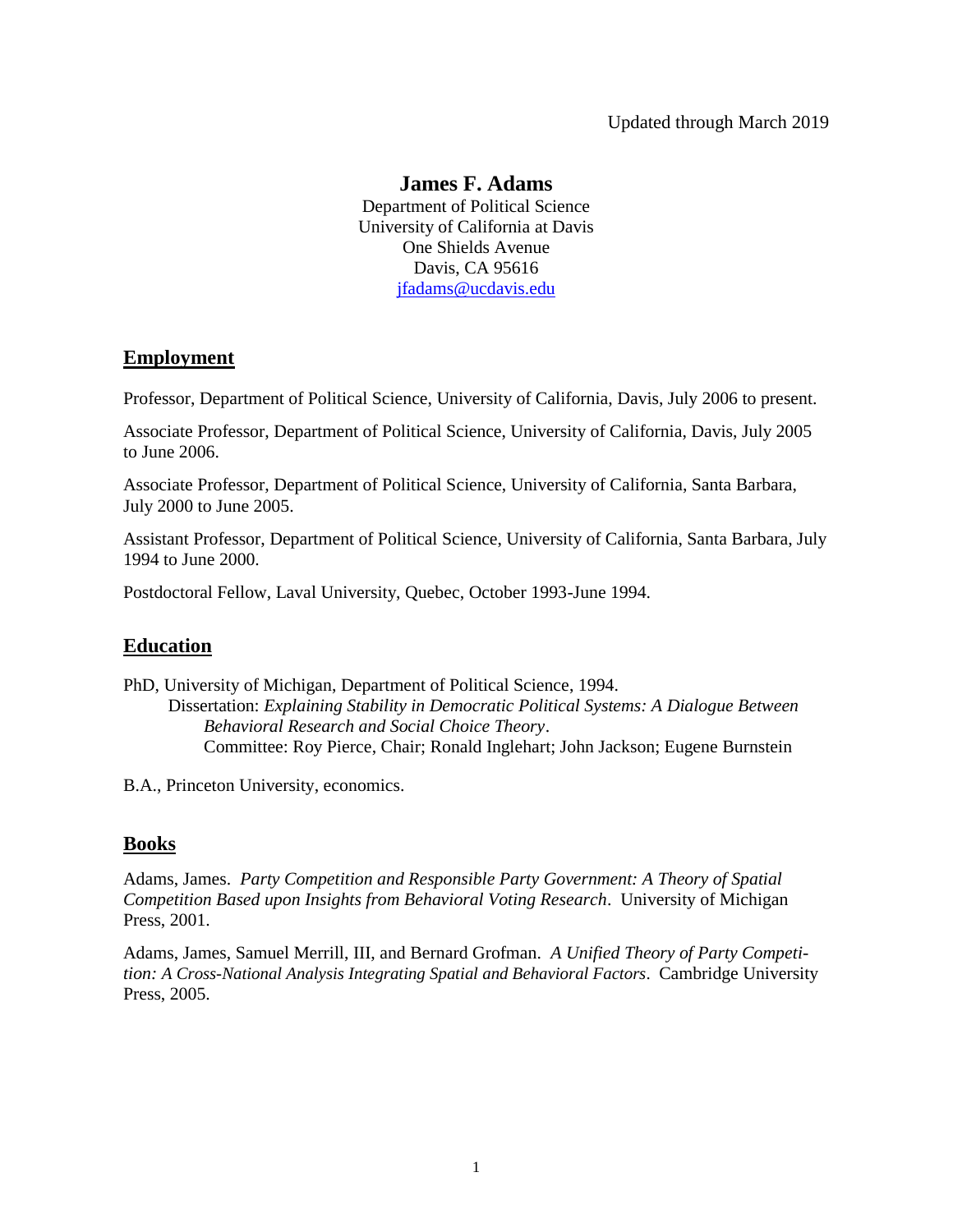Updated through March 2019

# James F. Adams

Department of Political Science
University of California at Davis
One Shields Avenue
Davis, CA 95616
jfadams@ucdavis.edu

## Employment

Professor, Department of Political Science, University of California, Davis, July 2006 to present.

Associate Professor, Department of Political Science, University of California, Davis, July 2005 to June 2006.

Associate Professor, Department of Political Science, University of California, Santa Barbara, July 2000 to June 2005.

Assistant Professor, Department of Political Science, University of California, Santa Barbara, July 1994 to June 2000.

Postdoctoral Fellow, Laval University, Quebec, October 1993-June 1994.

## Education

PhD, University of Michigan, Department of Political Science, 1994.
Dissertation: *Explaining Stability in Democratic Political Systems: A Dialogue Between Behavioral Research and Social Choice Theory*.
Committee: Roy Pierce, Chair; Ronald Inglehart; John Jackson; Eugene Burnstein

B.A., Princeton University, economics.

## Books

Adams, James. *Party Competition and Responsible Party Government: A Theory of Spatial Competition Based upon Insights from Behavioral Voting Research*. University of Michigan Press, 2001.

Adams, James, Samuel Merrill, III, and Bernard Grofman. *A Unified Theory of Party Competition: A Cross-National Analysis Integrating Spatial and Behavioral Factors*. Cambridge University Press, 2005.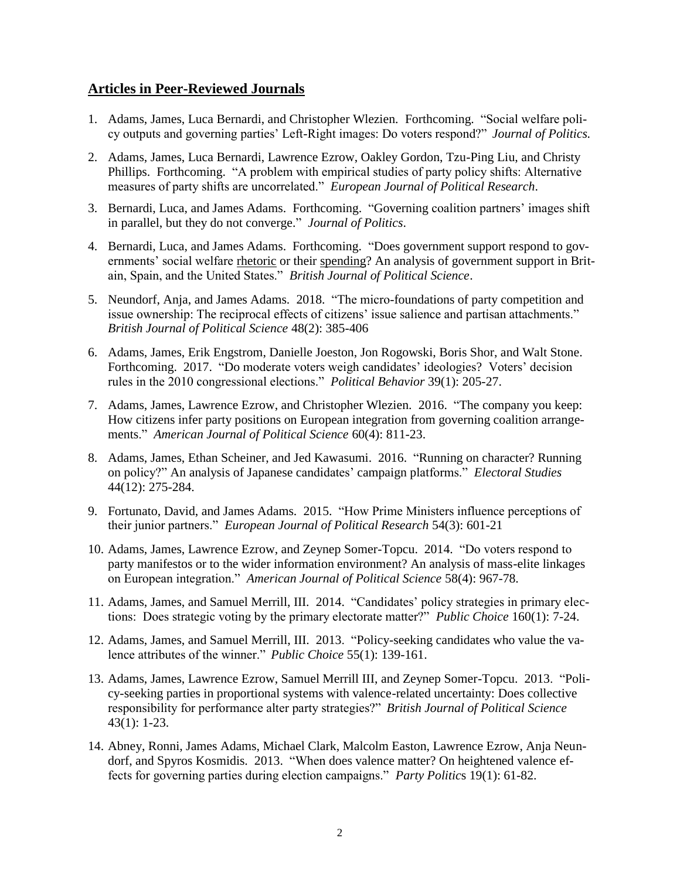## **Articles in Peer-Reviewed Journals**

1. Adams, James, Luca Bernardi, and Christopher Wlezien. Forthcoming. "Social welfare policy outputs and governing parties' Left-Right images: Do voters respond?" *Journal of Politics.*

2. Adams, James, Luca Bernardi, Lawrence Ezrow, Oakley Gordon, Tzu-Ping Liu, and Christy Phillips. Forthcoming. "A problem with empirical studies of party policy shifts: Alternative measures of party shifts are uncorrelated." *European Journal of Political Research*.

3. Bernardi, Luca, and James Adams. Forthcoming. "Governing coalition partners' images shift in parallel, but they do not converge." *Journal of Politics*.

4. Bernardi, Luca, and James Adams. Forthcoming. "Does government support respond to governments' social welfare rhetoric or their spending? An analysis of government support in Britain, Spain, and the United States." *British Journal of Political Science*.

5. Neundorf, Anja, and James Adams. 2018. "The micro-foundations of party competition and issue ownership: The reciprocal effects of citizens' issue salience and partisan attachments." *British Journal of Political Science* 48(2): 385-406

6. Adams, James, Erik Engstrom, Danielle Joeston, Jon Rogowski, Boris Shor, and Walt Stone. Forthcoming. 2017. "Do moderate voters weigh candidates' ideologies? Voters' decision rules in the 2010 congressional elections." *Political Behavior* 39(1): 205-27.

7. Adams, James, Lawrence Ezrow, and Christopher Wlezien. 2016. "The company you keep: How citizens infer party positions on European integration from governing coalition arrangements." *American Journal of Political Science* 60(4): 811-23.

8. Adams, James, Ethan Scheiner, and Jed Kawasumi. 2016. "Running on character? Running on policy?" An analysis of Japanese candidates' campaign platforms." *Electoral Studies* 44(12): 275-284.

9. Fortunato, David, and James Adams. 2015. "How Prime Ministers influence perceptions of their junior partners." *European Journal of Political Research* 54(3): 601-21

10. Adams, James, Lawrence Ezrow, and Zeynep Somer-Topcu. 2014. "Do voters respond to party manifestos or to the wider information environment? An analysis of mass-elite linkages on European integration." *American Journal of Political Science* 58(4): 967-78.

11. Adams, James, and Samuel Merrill, III. 2014. "Candidates' policy strategies in primary elections: Does strategic voting by the primary electorate matter?" *Public Choice* 160(1): 7-24.

12. Adams, James, and Samuel Merrill, III. 2013. "Policy-seeking candidates who value the valence attributes of the winner." *Public Choice* 55(1): 139-161.

13. Adams, James, Lawrence Ezrow, Samuel Merrill III, and Zeynep Somer-Topcu. 2013. "Policy-seeking parties in proportional systems with valence-related uncertainty: Does collective responsibility for performance alter party strategies?" *British Journal of Political Science* 43(1): 1-23.

14. Abney, Ronni, James Adams, Michael Clark, Malcolm Easton, Lawrence Ezrow, Anja Neundorf, and Spyros Kosmidis. 2013. "When does valence matter? On heightened valence effects for governing parties during election campaigns." *Party Politics* 19(1): 61-82.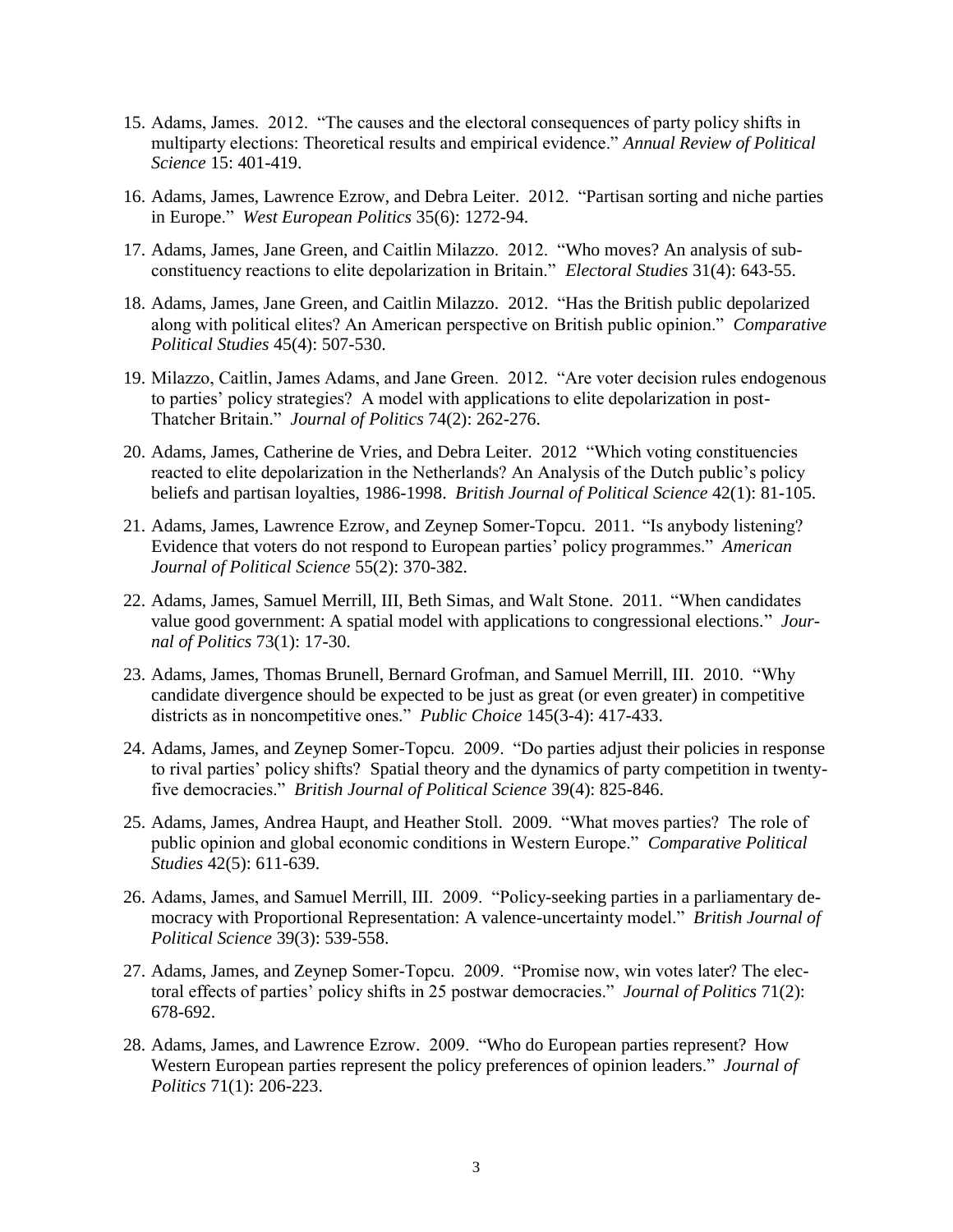15. Adams, James. 2012. "The causes and the electoral consequences of party policy shifts in multiparty elections: Theoretical results and empirical evidence." *Annual Review of Political Science* 15: 401-419.

16. Adams, James, Lawrence Ezrow, and Debra Leiter. 2012. "Partisan sorting and niche parties in Europe." *West European Politics* 35(6): 1272-94.

17. Adams, James, Jane Green, and Caitlin Milazzo. 2012. "Who moves? An analysis of sub-constituency reactions to elite depolarization in Britain." *Electoral Studies* 31(4): 643-55.

18. Adams, James, Jane Green, and Caitlin Milazzo. 2012. "Has the British public depolarized along with political elites? An American perspective on British public opinion." *Comparative Political Studies* 45(4): 507-530.

19. Milazzo, Caitlin, James Adams, and Jane Green. 2012. "Are voter decision rules endogenous to parties' policy strategies? A model with applications to elite depolarization in post-Thatcher Britain." *Journal of Politics* 74(2): 262-276.

20. Adams, James, Catherine de Vries, and Debra Leiter. 2012 "Which voting constituencies reacted to elite depolarization in the Netherlands? An Analysis of the Dutch public's policy beliefs and partisan loyalties, 1986-1998. *British Journal of Political Science* 42(1): 81-105.

21. Adams, James, Lawrence Ezrow, and Zeynep Somer-Topcu. 2011. "Is anybody listening? Evidence that voters do not respond to European parties' policy programmes." *American Journal of Political Science* 55(2): 370-382.

22. Adams, James, Samuel Merrill, III, Beth Simas, and Walt Stone. 2011. "When candidates value good government: A spatial model with applications to congressional elections." *Journal of Politics* 73(1): 17-30.

23. Adams, James, Thomas Brunell, Bernard Grofman, and Samuel Merrill, III. 2010. "Why candidate divergence should be expected to be just as great (or even greater) in competitive districts as in noncompetitive ones." *Public Choice* 145(3-4): 417-433.

24. Adams, James, and Zeynep Somer-Topcu. 2009. "Do parties adjust their policies in response to rival parties' policy shifts? Spatial theory and the dynamics of party competition in twenty-five democracies." *British Journal of Political Science* 39(4): 825-846.

25. Adams, James, Andrea Haupt, and Heather Stoll. 2009. "What moves parties? The role of public opinion and global economic conditions in Western Europe." *Comparative Political Studies* 42(5): 611-639.

26. Adams, James, and Samuel Merrill, III. 2009. "Policy-seeking parties in a parliamentary democracy with Proportional Representation: A valence-uncertainty model." *British Journal of Political Science* 39(3): 539-558.

27. Adams, James, and Zeynep Somer-Topcu. 2009. "Promise now, win votes later? The electoral effects of parties' policy shifts in 25 postwar democracies." *Journal of Politics* 71(2): 678-692.

28. Adams, James, and Lawrence Ezrow. 2009. "Who do European parties represent? How Western European parties represent the policy preferences of opinion leaders." *Journal of Politics* 71(1): 206-223.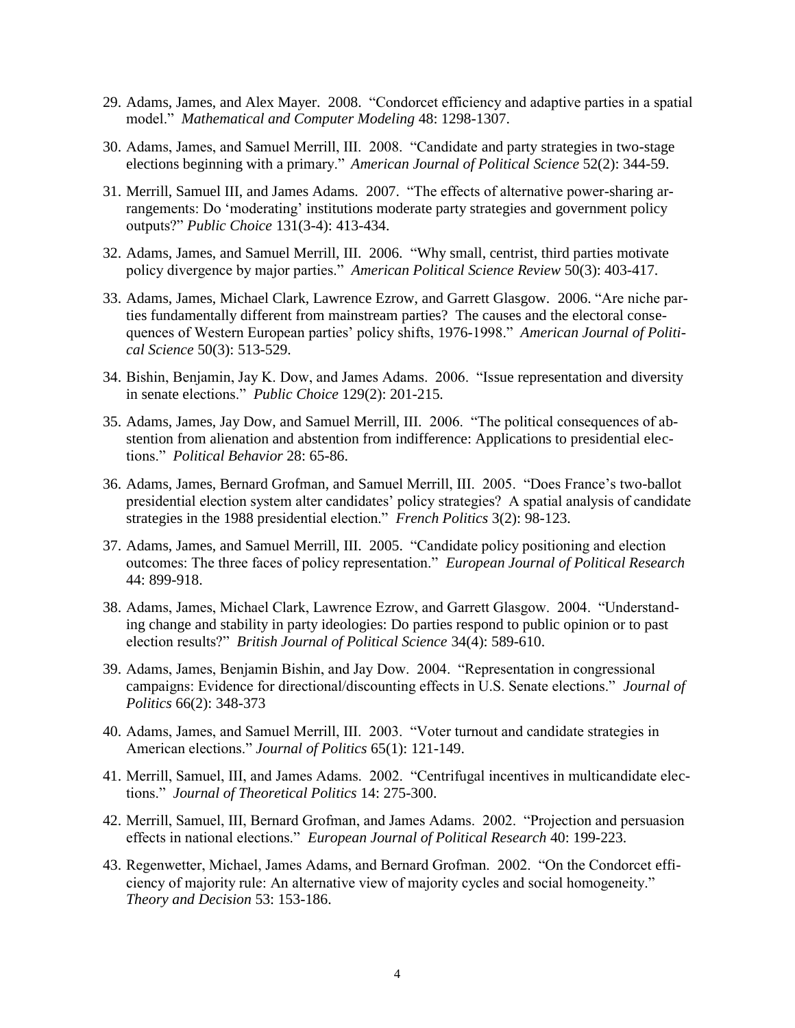29. Adams, James, and Alex Mayer. 2008. "Condorcet efficiency and adaptive parties in a spatial model." *Mathematical and Computer Modeling* 48: 1298-1307.

30. Adams, James, and Samuel Merrill, III. 2008. "Candidate and party strategies in two-stage elections beginning with a primary." *American Journal of Political Science* 52(2): 344-59.

31. Merrill, Samuel III, and James Adams. 2007. "The effects of alternative power-sharing arrangements: Do 'moderating' institutions moderate party strategies and government policy outputs?" *Public Choice* 131(3-4): 413-434.

32. Adams, James, and Samuel Merrill, III. 2006. "Why small, centrist, third parties motivate policy divergence by major parties." *American Political Science Review* 50(3): 403-417.

33. Adams, James, Michael Clark, Lawrence Ezrow, and Garrett Glasgow. 2006. "Are niche parties fundamentally different from mainstream parties? The causes and the electoral consequences of Western European parties' policy shifts, 1976-1998." *American Journal of Political Science* 50(3): 513-529.

34. Bishin, Benjamin, Jay K. Dow, and James Adams. 2006. "Issue representation and diversity in senate elections." *Public Choice* 129(2): 201-215.

35. Adams, James, Jay Dow, and Samuel Merrill, III. 2006. "The political consequences of abstention from alienation and abstention from indifference: Applications to presidential elections." *Political Behavior* 28: 65-86.

36. Adams, James, Bernard Grofman, and Samuel Merrill, III. 2005. "Does France's two-ballot presidential election system alter candidates' policy strategies? A spatial analysis of candidate strategies in the 1988 presidential election." *French Politics* 3(2): 98-123.

37. Adams, James, and Samuel Merrill, III. 2005. "Candidate policy positioning and election outcomes: The three faces of policy representation." *European Journal of Political Research* 44: 899-918.

38. Adams, James, Michael Clark, Lawrence Ezrow, and Garrett Glasgow. 2004. "Understanding change and stability in party ideologies: Do parties respond to public opinion or to past election results?" *British Journal of Political Science* 34(4): 589-610.

39. Adams, James, Benjamin Bishin, and Jay Dow. 2004. "Representation in congressional campaigns: Evidence for directional/discounting effects in U.S. Senate elections." *Journal of Politics* 66(2): 348-373

40. Adams, James, and Samuel Merrill, III. 2003. "Voter turnout and candidate strategies in American elections." *Journal of Politics* 65(1): 121-149.

41. Merrill, Samuel, III, and James Adams. 2002. "Centrifugal incentives in multicandidate elections." *Journal of Theoretical Politics* 14: 275-300.

42. Merrill, Samuel, III, Bernard Grofman, and James Adams. 2002. "Projection and persuasion effects in national elections." *European Journal of Political Research* 40: 199-223.

43. Regenwetter, Michael, James Adams, and Bernard Grofman. 2002. "On the Condorcet efficiency of majority rule: An alternative view of majority cycles and social homogeneity." *Theory and Decision* 53: 153-186.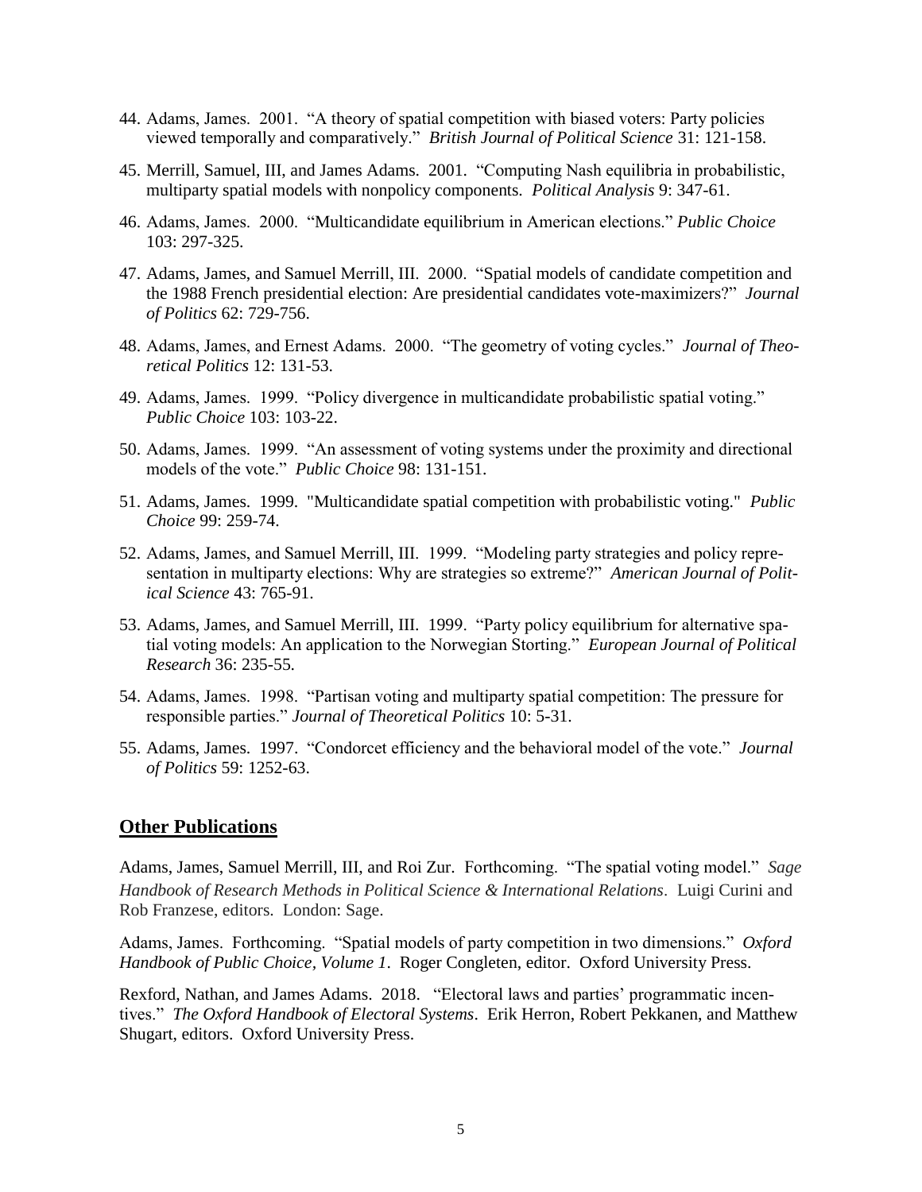44. Adams, James. 2001. "A theory of spatial competition with biased voters: Party policies viewed temporally and comparatively." *British Journal of Political Science* 31: 121-158.

45. Merrill, Samuel, III, and James Adams. 2001. "Computing Nash equilibria in probabilistic, multiparty spatial models with nonpolicy components. *Political Analysis* 9: 347-61.

46. Adams, James. 2000. "Multicandidate equilibrium in American elections." *Public Choice* 103: 297-325.

47. Adams, James, and Samuel Merrill, III. 2000. "Spatial models of candidate competition and the 1988 French presidential election: Are presidential candidates vote-maximizers?" *Journal of Politics* 62: 729-756.

48. Adams, James, and Ernest Adams. 2000. "The geometry of voting cycles." *Journal of Theoretical Politics* 12: 131-53.

49. Adams, James. 1999. "Policy divergence in multicandidate probabilistic spatial voting." *Public Choice* 103: 103-22.

50. Adams, James. 1999. "An assessment of voting systems under the proximity and directional models of the vote." *Public Choice* 98: 131-151.

51. Adams, James. 1999. "Multicandidate spatial competition with probabilistic voting." *Public Choice* 99: 259-74.

52. Adams, James, and Samuel Merrill, III. 1999. "Modeling party strategies and policy representation in multiparty elections: Why are strategies so extreme?" *American Journal of Political Science* 43: 765-91.

53. Adams, James, and Samuel Merrill, III. 1999. "Party policy equilibrium for alternative spatial voting models: An application to the Norwegian Storting." *European Journal of Political Research* 36: 235-55.

54. Adams, James. 1998. "Partisan voting and multiparty spatial competition: The pressure for responsible parties." *Journal of Theoretical Politics* 10: 5-31.

55. Adams, James. 1997. "Condorcet efficiency and the behavioral model of the vote." *Journal of Politics* 59: 1252-63.

## Other Publications

Adams, James, Samuel Merrill, III, and Roi Zur. Forthcoming. "The spatial voting model." *Sage Handbook of Research Methods in Political Science & International Relations*. Luigi Curini and Rob Franzese, editors. London: Sage.

Adams, James. Forthcoming. "Spatial models of party competition in two dimensions." *Oxford Handbook of Public Choice, Volume 1*. Roger Congleten, editor. Oxford University Press.

Rexford, Nathan, and James Adams. 2018. "Electoral laws and parties' programmatic incentives." *The Oxford Handbook of Electoral Systems*. Erik Herron, Robert Pekkanen, and Matthew Shugart, editors. Oxford University Press.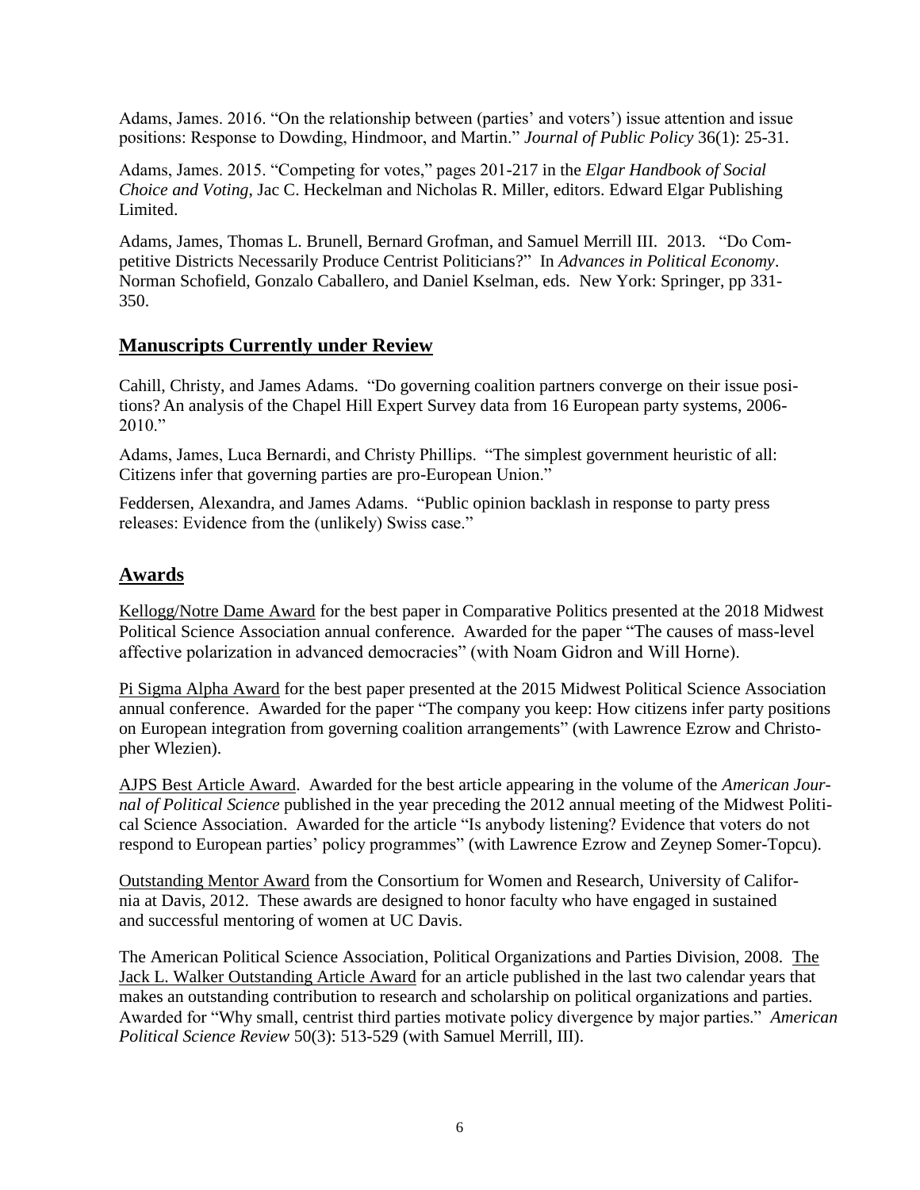Adams, James. 2016. "On the relationship between (parties' and voters') issue attention and issue positions: Response to Dowding, Hindmoor, and Martin." *Journal of Public Policy* 36(1): 25-31.

Adams, James. 2015. "Competing for votes," pages 201-217 in the *Elgar Handbook of Social Choice and Voting*, Jac C. Heckelman and Nicholas R. Miller, editors. Edward Elgar Publishing Limited.

Adams, James, Thomas L. Brunell, Bernard Grofman, and Samuel Merrill III. 2013. "Do Competitive Districts Necessarily Produce Centrist Politicians?" In *Advances in Political Economy*. Norman Schofield, Gonzalo Caballero, and Daniel Kselman, eds. New York: Springer, pp 331-350.

## Manuscripts Currently under Review

Cahill, Christy, and James Adams. "Do governing coalition partners converge on their issue positions? An analysis of the Chapel Hill Expert Survey data from 16 European party systems, 2006-2010."

Adams, James, Luca Bernardi, and Christy Phillips. "The simplest government heuristic of all: Citizens infer that governing parties are pro-European Union."

Feddersen, Alexandra, and James Adams. "Public opinion backlash in response to party press releases: Evidence from the (unlikely) Swiss case."

## Awards

Kellogg/Notre Dame Award for the best paper in Comparative Politics presented at the 2018 Midwest Political Science Association annual conference. Awarded for the paper "The causes of mass-level affective polarization in advanced democracies" (with Noam Gidron and Will Horne).

Pi Sigma Alpha Award for the best paper presented at the 2015 Midwest Political Science Association annual conference. Awarded for the paper "The company you keep: How citizens infer party positions on European integration from governing coalition arrangements" (with Lawrence Ezrow and Christopher Wlezien).

AJPS Best Article Award. Awarded for the best article appearing in the volume of the *American Journal of Political Science* published in the year preceding the 2012 annual meeting of the Midwest Political Science Association. Awarded for the article "Is anybody listening? Evidence that voters do not respond to European parties' policy programmes" (with Lawrence Ezrow and Zeynep Somer-Topcu).

Outstanding Mentor Award from the Consortium for Women and Research, University of California at Davis, 2012. These awards are designed to honor faculty who have engaged in sustained and successful mentoring of women at UC Davis.

The American Political Science Association, Political Organizations and Parties Division, 2008. The Jack L. Walker Outstanding Article Award for an article published in the last two calendar years that makes an outstanding contribution to research and scholarship on political organizations and parties. Awarded for "Why small, centrist third parties motivate policy divergence by major parties." *American Political Science Review* 50(3): 513-529 (with Samuel Merrill, III).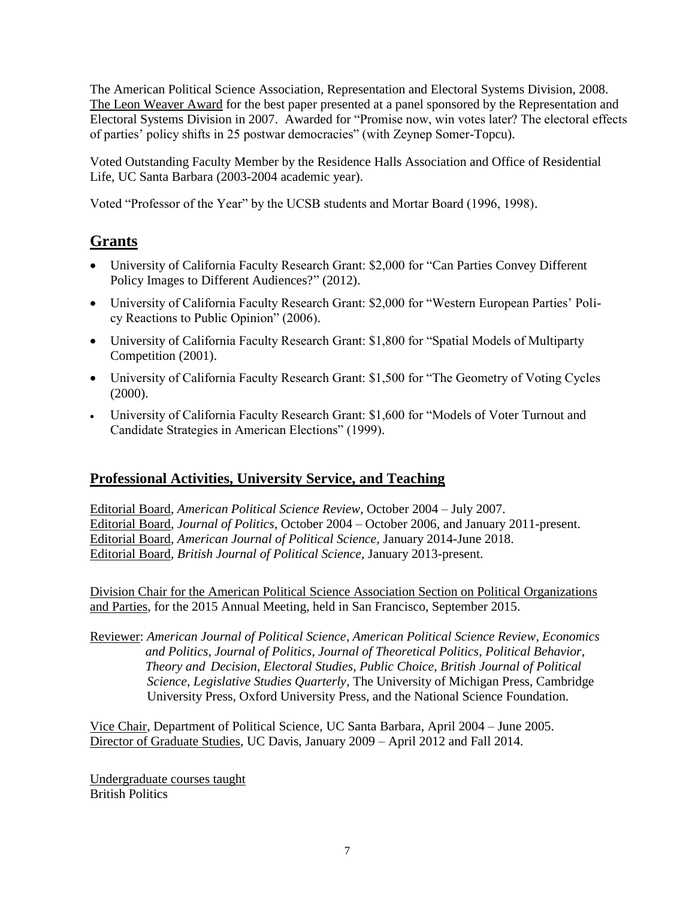The American Political Science Association, Representation and Electoral Systems Division, 2008. The Leon Weaver Award for the best paper presented at a panel sponsored by the Representation and Electoral Systems Division in 2007. Awarded for "Promise now, win votes later? The electoral effects of parties' policy shifts in 25 postwar democracies" (with Zeynep Somer-Topcu).

Voted Outstanding Faculty Member by the Residence Halls Association and Office of Residential Life, UC Santa Barbara (2003-2004 academic year).

Voted "Professor of the Year" by the UCSB students and Mortar Board (1996, 1998).

## Grants

- University of California Faculty Research Grant: $2,000 for "Can Parties Convey Different Policy Images to Different Audiences?" (2012).
- University of California Faculty Research Grant: $2,000 for "Western European Parties' Policy Reactions to Public Opinion" (2006).
- University of California Faculty Research Grant: $1,800 for "Spatial Models of Multiparty Competition (2001).
- University of California Faculty Research Grant: $1,500 for "The Geometry of Voting Cycles (2000).
- University of California Faculty Research Grant: $1,600 for "Models of Voter Turnout and Candidate Strategies in American Elections" (1999).

## Professional Activities, University Service, and Teaching

Editorial Board, *American Political Science Review*, October 2004 – July 2007.
Editorial Board, *Journal of Politics*, October 2004 – October 2006, and January 2011-present.
Editorial Board, *American Journal of Political Science*, January 2014-June 2018.
Editorial Board, *British Journal of Political Science,* January 2013-present.

Division Chair for the American Political Science Association Section on Political Organizations and Parties, for the 2015 Annual Meeting, held in San Francisco, September 2015.

Reviewer: *American Journal of Political Science*, *American Political Science Review*, *Economics and Politics*, *Journal of Politics*, *Journal of Theoretical Politics*, *Political Behavior*, *Theory and Decision*, *Electoral Studies*, *Public Choice*, *British Journal of Political Science*, *Legislative Studies Quarterly*, The University of Michigan Press, Cambridge University Press, Oxford University Press, and the National Science Foundation.

Vice Chair, Department of Political Science, UC Santa Barbara, April 2004 – June 2005.
Director of Graduate Studies, UC Davis, January 2009 – April 2012 and Fall 2014.

Undergraduate courses taught
British Politics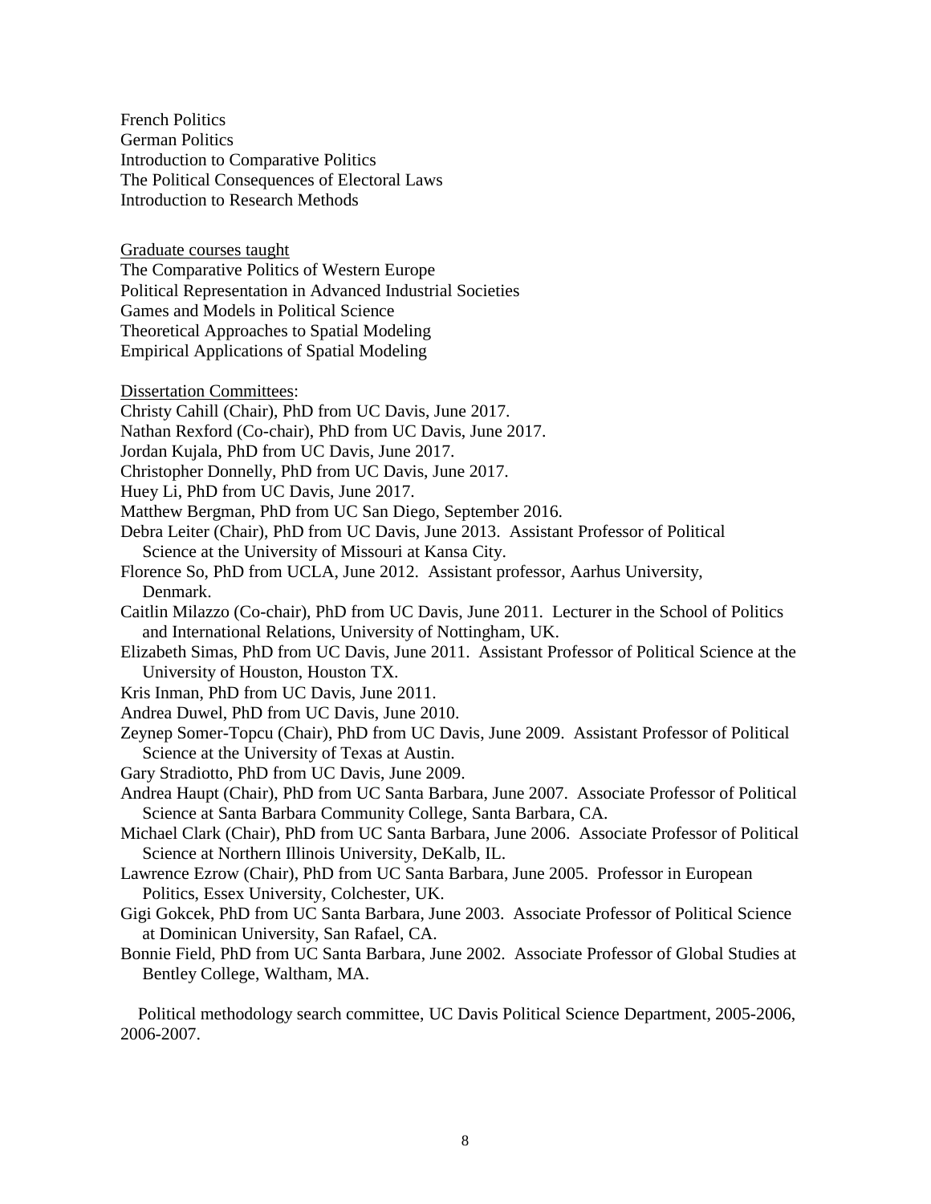French Politics
German Politics
Introduction to Comparative Politics
The Political Consequences of Electoral Laws
Introduction to Research Methods

<u>Graduate courses taught</u>
The Comparative Politics of Western Europe
Political Representation in Advanced Industrial Societies
Games and Models in Political Science
Theoretical Approaches to Spatial Modeling
Empirical Applications of Spatial Modeling

<u>Dissertation Committees</u>:

Christy Cahill (Chair), PhD from UC Davis, June 2017.

Nathan Rexford (Co-chair), PhD from UC Davis, June 2017.

Jordan Kujala, PhD from UC Davis, June 2017.

Christopher Donnelly, PhD from UC Davis, June 2017.

Huey Li, PhD from UC Davis, June 2017.

Matthew Bergman, PhD from UC San Diego, September 2016.

Debra Leiter (Chair), PhD from UC Davis, June 2013. Assistant Professor of Political Science at the University of Missouri at Kansa City.

Florence So, PhD from UCLA, June 2012. Assistant professor, Aarhus University, Denmark.

Caitlin Milazzo (Co-chair), PhD from UC Davis, June 2011. Lecturer in the School of Politics and International Relations, University of Nottingham, UK.

Elizabeth Simas, PhD from UC Davis, June 2011. Assistant Professor of Political Science at the University of Houston, Houston TX.

Kris Inman, PhD from UC Davis, June 2011.

Andrea Duwel, PhD from UC Davis, June 2010.

Zeynep Somer-Topcu (Chair), PhD from UC Davis, June 2009. Assistant Professor of Political Science at the University of Texas at Austin.

Gary Stradiotto, PhD from UC Davis, June 2009.

Andrea Haupt (Chair), PhD from UC Santa Barbara, June 2007. Associate Professor of Political Science at Santa Barbara Community College, Santa Barbara, CA.

Michael Clark (Chair), PhD from UC Santa Barbara, June 2006. Associate Professor of Political Science at Northern Illinois University, DeKalb, IL.

Lawrence Ezrow (Chair), PhD from UC Santa Barbara, June 2005. Professor in European Politics, Essex University, Colchester, UK.

Gigi Gokcek, PhD from UC Santa Barbara, June 2003. Associate Professor of Political Science at Dominican University, San Rafael, CA.

Bonnie Field, PhD from UC Santa Barbara, June 2002. Associate Professor of Global Studies at Bentley College, Waltham, MA.

Political methodology search committee, UC Davis Political Science Department, 2005-2006, 2006-2007.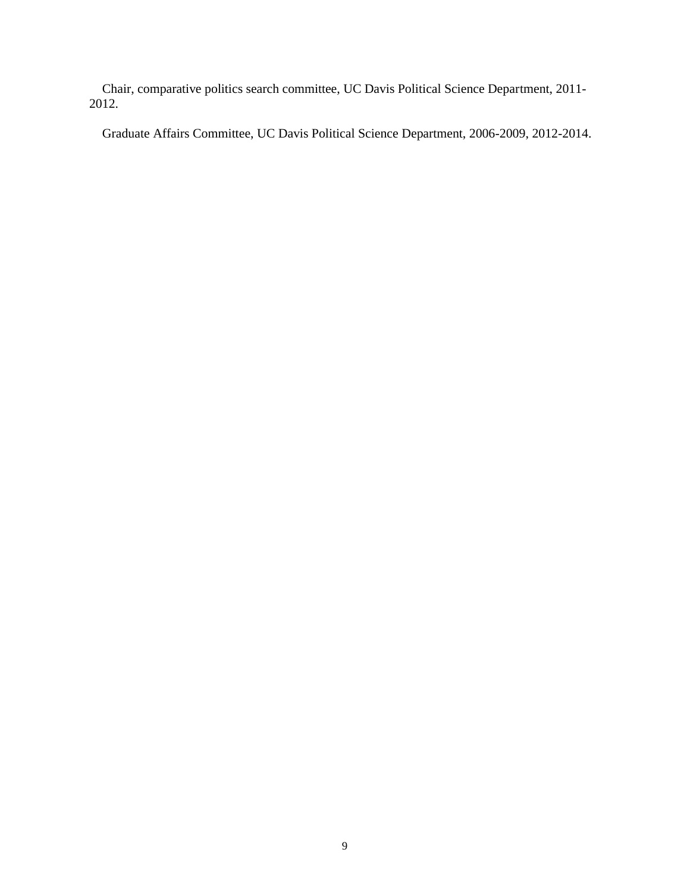Chair, comparative politics search committee, UC Davis Political Science Department, 2011-2012.

Graduate Affairs Committee, UC Davis Political Science Department, 2006-2009, 2012-2014.